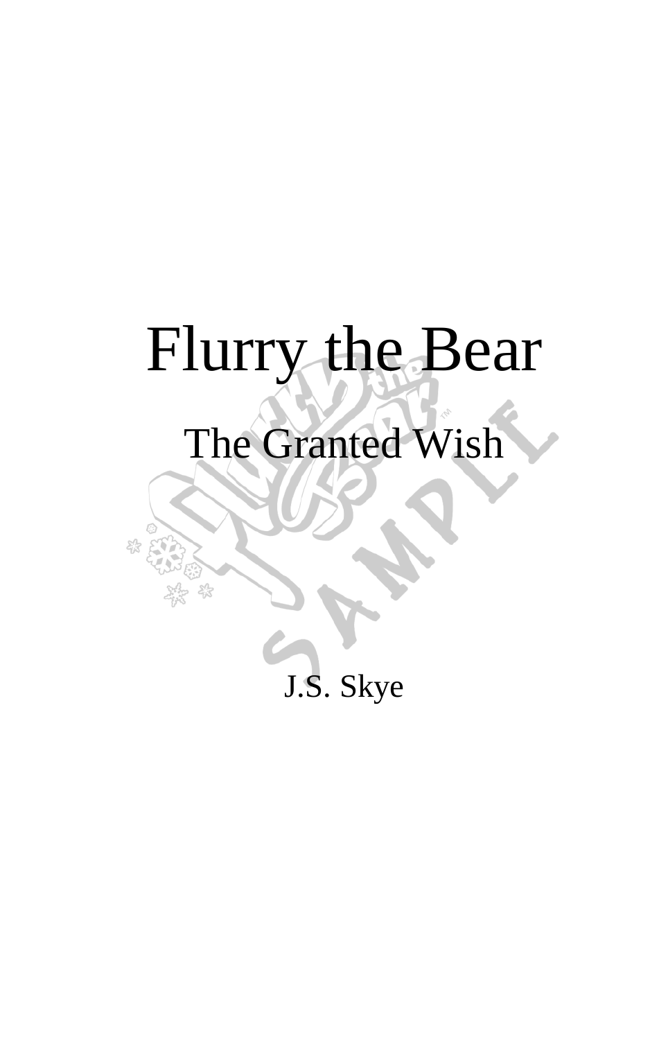# Flurry the Bear

## The Granted Wish

J.S. Skye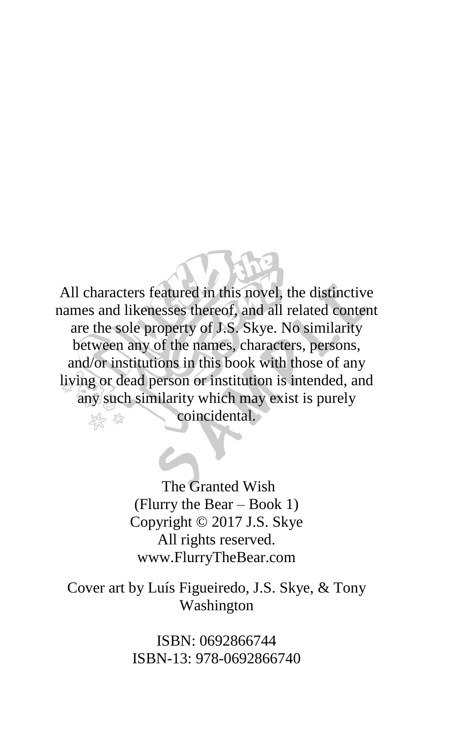All characters featured in this novel, the distinctive names and likenesses thereof, and all related content are the sole property of J.S. Skye. No similarity between any of the names, characters, persons, and/or institutions in this book with those of any living or dead person or institution is intended, and any such similarity which may exist is purely coincidental.

The Granted Wish
(Flurry the Bear – Book 1)
Copyright © 2017 J.S. Skye
All rights reserved.
www.FlurryTheBear.com

Cover art by Luís Figueiredo, J.S. Skye, & Tony Washington

ISBN: 0692866744
ISBN-13: 978-0692866740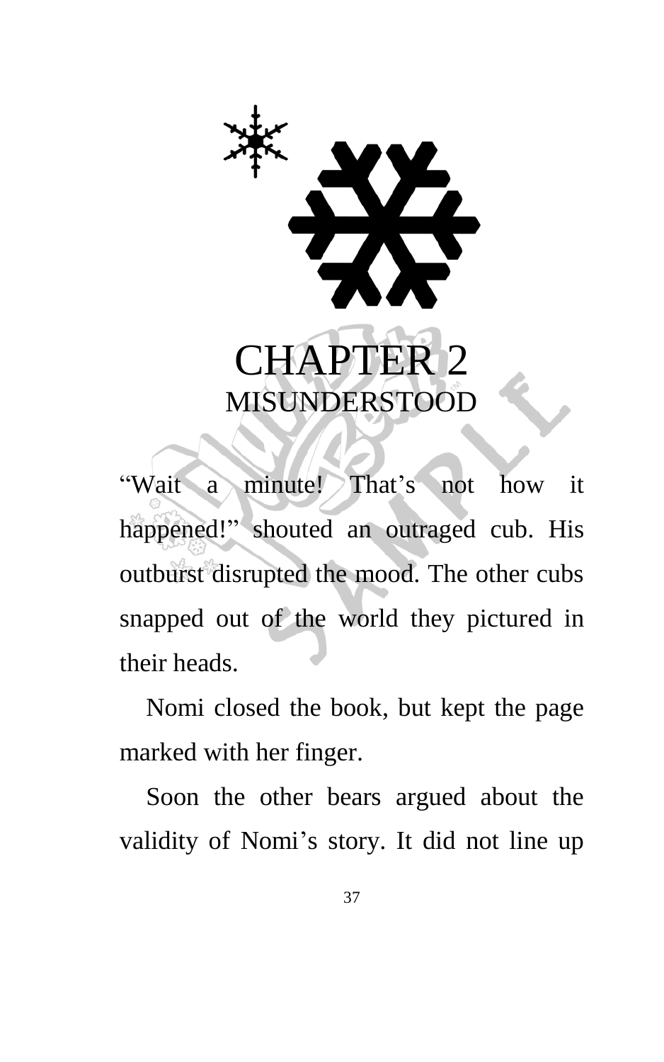# CHAPTER 2
## MISUNDERSTOOD

"Wait a minute! That's not how it happened!" shouted an outraged cub. His outburst disrupted the mood. The other cubs snapped out of the world they pictured in their heads.

Nomi closed the book, but kept the page marked with her finger.

Soon the other bears argued about the validity of Nomi's story. It did not line up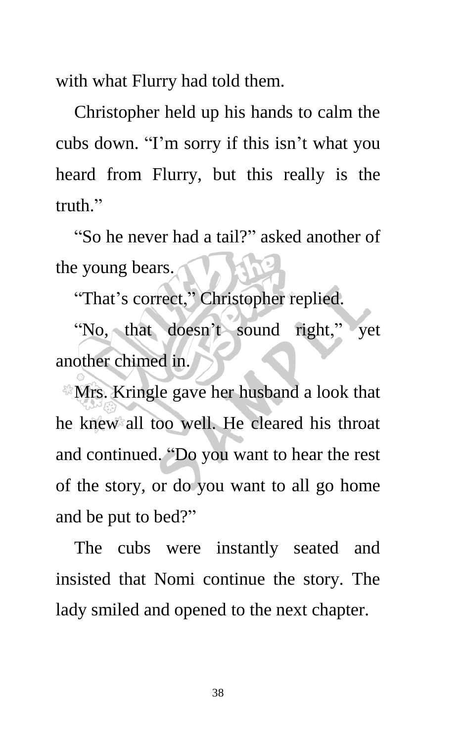with what Flurry had told them.

Christopher held up his hands to calm the cubs down. “I’m sorry if this isn’t what you heard from Flurry, but this really is the truth.”

“So he never had a tail?” asked another of the young bears.

“That’s correct,” Christopher replied.

“No, that doesn’t sound right,” yet another chimed in.

Mrs. Kringle gave her husband a look that he knew all too well. He cleared his throat and continued. “Do you want to hear the rest of the story, or do you want to all go home and be put to bed?”

The cubs were instantly seated and insisted that Nomi continue the story. The lady smiled and opened to the next chapter.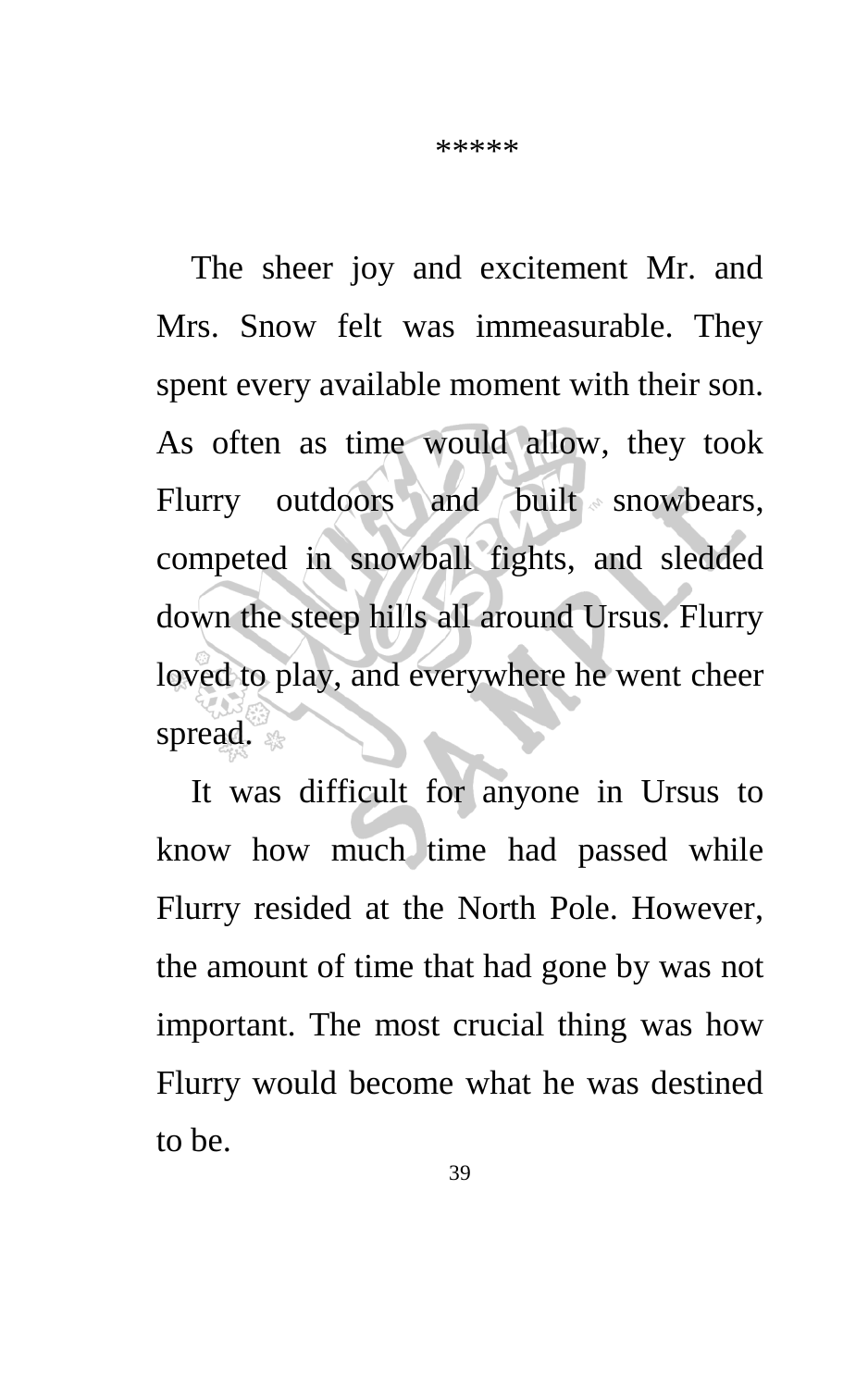*****

The sheer joy and excitement Mr. and Mrs. Snow felt was immeasurable. They spent every available moment with their son. As often as time would allow, they took Flurry outdoors and built snowbears, competed in snowball fights, and sledded down the steep hills all around Ursus. Flurry loved to play, and everywhere he went cheer spread.

It was difficult for anyone in Ursus to know how much time had passed while Flurry resided at the North Pole. However, the amount of time that had gone by was not important. The most crucial thing was how Flurry would become what he was destined to be.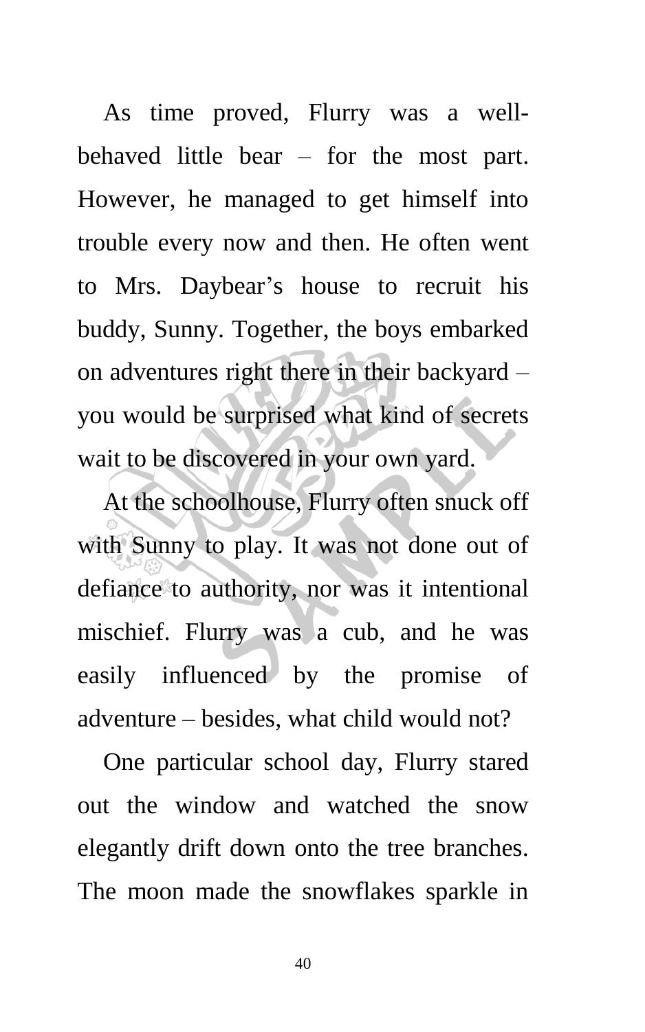As time proved, Flurry was a well-behaved little bear – for the most part. However, he managed to get himself into trouble every now and then. He often went to Mrs. Daybear's house to recruit his buddy, Sunny. Together, the boys embarked on adventures right there in their backyard – you would be surprised what kind of secrets wait to be discovered in your own yard.

At the schoolhouse, Flurry often snuck off with Sunny to play. It was not done out of defiance to authority, nor was it intentional mischief. Flurry was a cub, and he was easily influenced by the promise of adventure – besides, what child would not?

One particular school day, Flurry stared out the window and watched the snow elegantly drift down onto the tree branches. The moon made the snowflakes sparkle in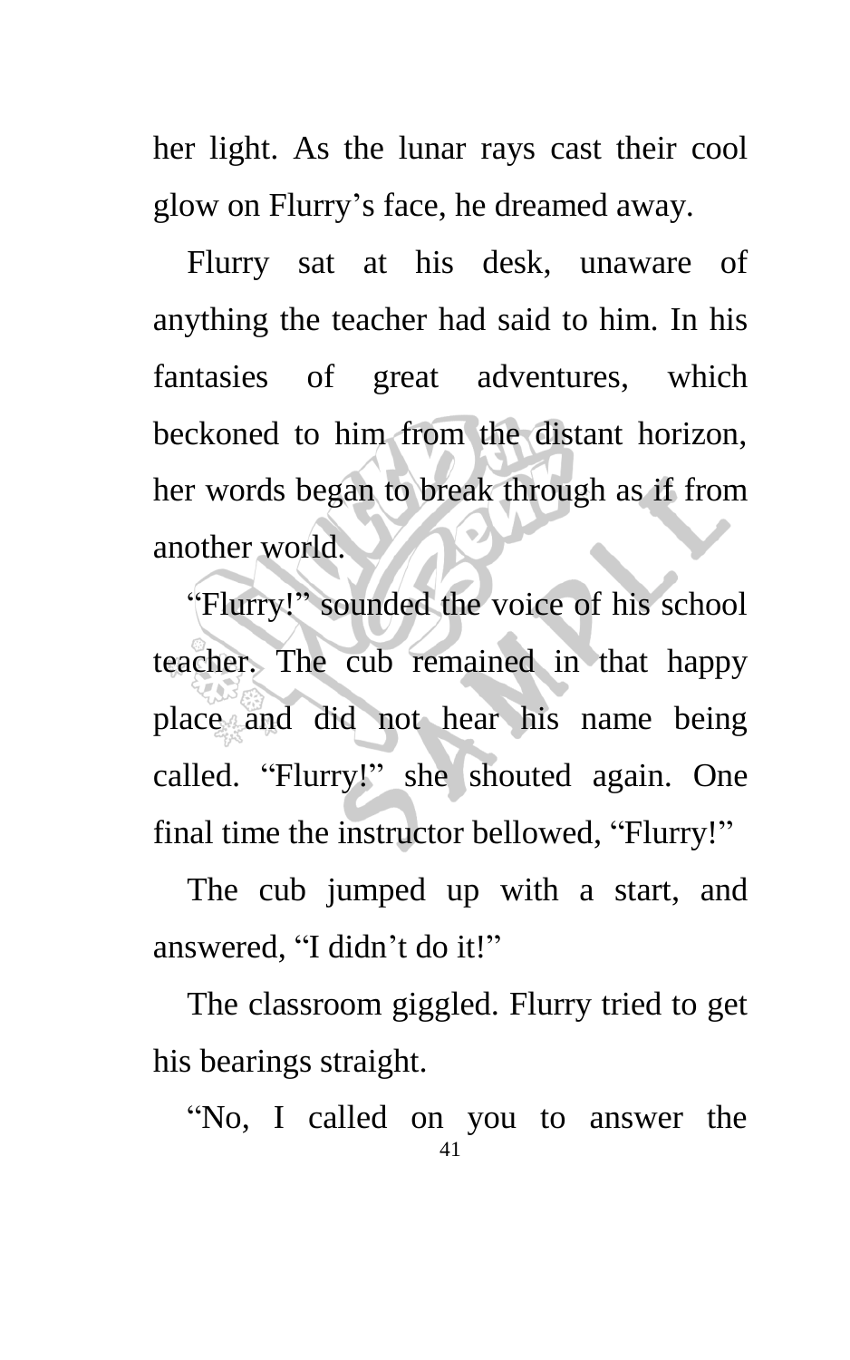her light. As the lunar rays cast their cool glow on Flurry's face, he dreamed away.

Flurry sat at his desk, unaware of anything the teacher had said to him. In his fantasies of great adventures, which beckoned to him from the distant horizon, her words began to break through as if from another world.

"Flurry!" sounded the voice of his school teacher. The cub remained in that happy place and did not hear his name being called. "Flurry!" she shouted again. One final time the instructor bellowed, "Flurry!"

The cub jumped up with a start, and answered, "I didn't do it!"

The classroom giggled. Flurry tried to get his bearings straight.

"No, I called on you to answer the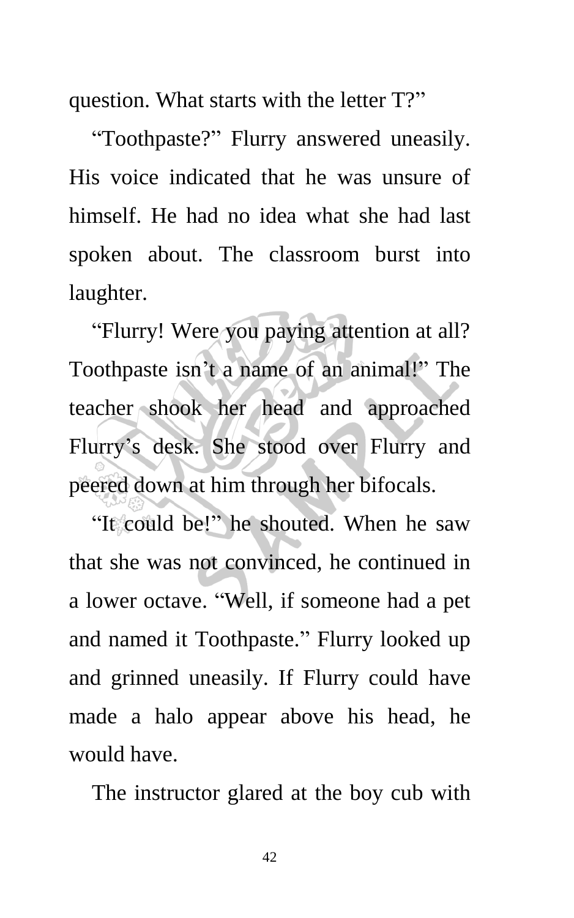question. What starts with the letter T?"

"Toothpaste?" Flurry answered uneasily. His voice indicated that he was unsure of himself. He had no idea what she had last spoken about. The classroom burst into laughter.

"Flurry! Were you paying attention at all? Toothpaste isn't a name of an animal!" The teacher shook her head and approached Flurry's desk. She stood over Flurry and peered down at him through her bifocals.

"It could be!" he shouted. When he saw that she was not convinced, he continued in a lower octave. "Well, if someone had a pet and named it Toothpaste." Flurry looked up and grinned uneasily. If Flurry could have made a halo appear above his head, he would have.

The instructor glared at the boy cub with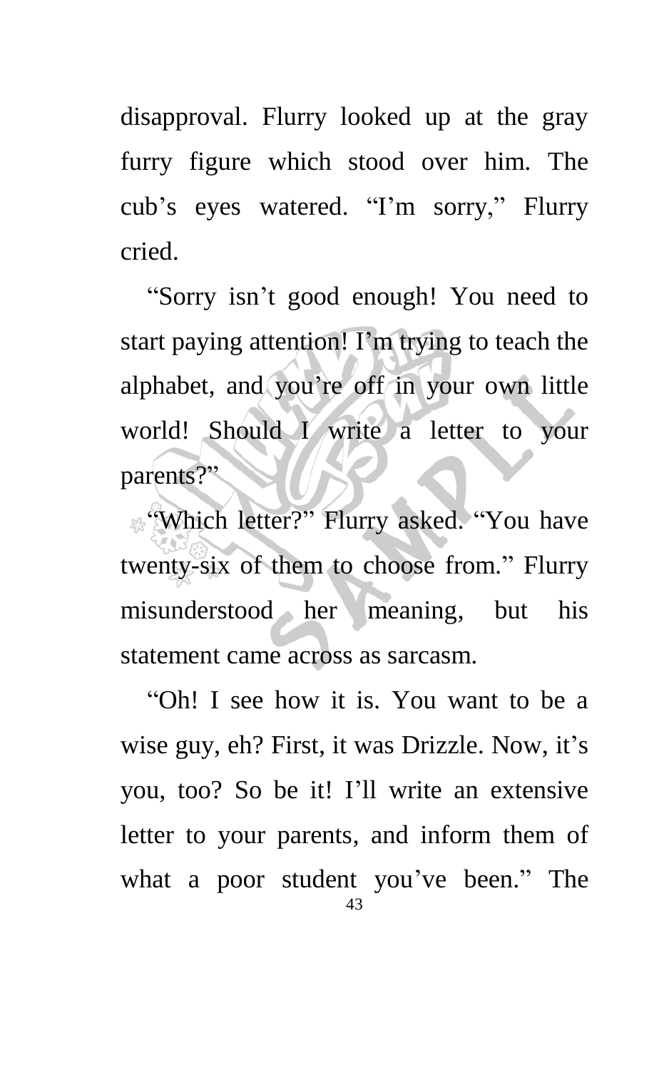disapproval. Flurry looked up at the gray furry figure which stood over him. The cub's eyes watered. "I'm sorry," Flurry cried.

"Sorry isn't good enough! You need to start paying attention! I'm trying to teach the alphabet, and you're off in your own little world! Should I write a letter to your parents?"

"Which letter?" Flurry asked. "You have twenty-six of them to choose from." Flurry misunderstood her meaning, but his statement came across as sarcasm.

"Oh! I see how it is. You want to be a wise guy, eh? First, it was Drizzle. Now, it's you, too? So be it! I'll write an extensive letter to your parents, and inform them of what a poor student you've been." The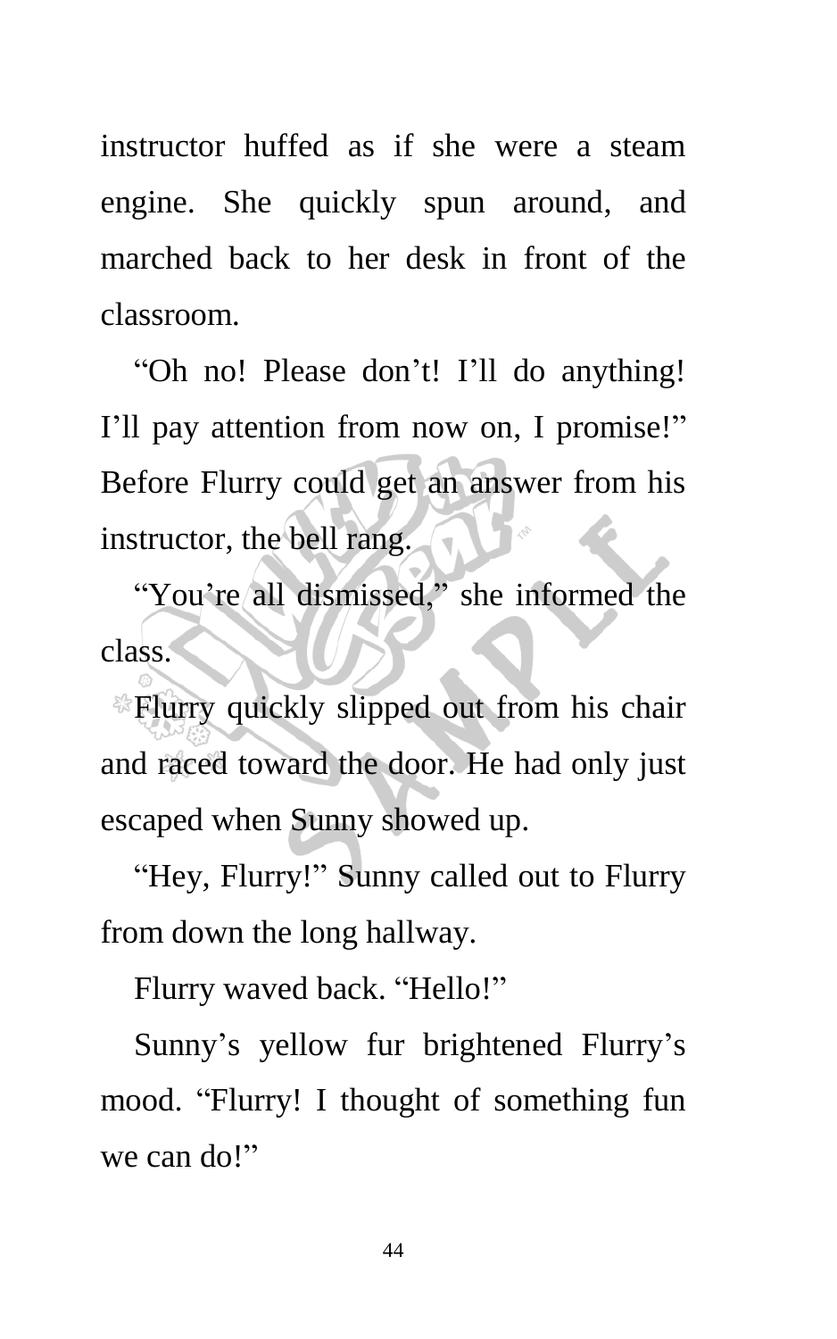instructor huffed as if she were a steam engine. She quickly spun around, and marched back to her desk in front of the classroom.

"Oh no! Please don't! I'll do anything! I'll pay attention from now on, I promise!" Before Flurry could get an answer from his instructor, the bell rang.

"You're all dismissed," she informed the class.

Flurry quickly slipped out from his chair and raced toward the door. He had only just escaped when Sunny showed up.

"Hey, Flurry!" Sunny called out to Flurry from down the long hallway.

Flurry waved back. "Hello!"

Sunny's yellow fur brightened Flurry's mood. "Flurry! I thought of something fun we can do!"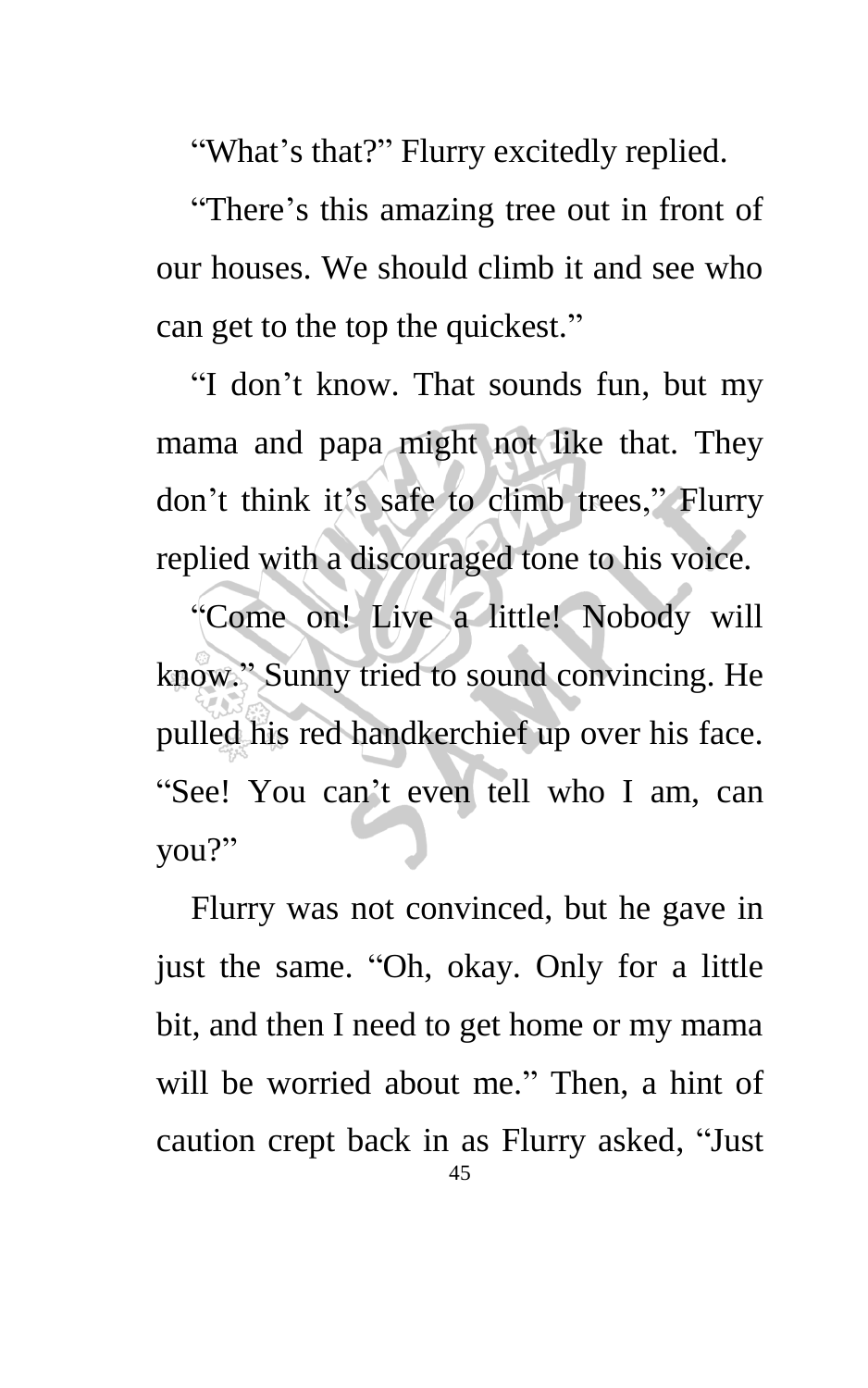"What's that?" Flurry excitedly replied.

"There's this amazing tree out in front of our houses. We should climb it and see who can get to the top the quickest."

"I don't know. That sounds fun, but my mama and papa might not like that. They don't think it's safe to climb trees," Flurry replied with a discouraged tone to his voice.

"Come on! Live a little! Nobody will know." Sunny tried to sound convincing. He pulled his red handkerchief up over his face. "See! You can't even tell who I am, can you?"

Flurry was not convinced, but he gave in just the same. "Oh, okay. Only for a little bit, and then I need to get home or my mama will be worried about me." Then, a hint of caution crept back in as Flurry asked, "Just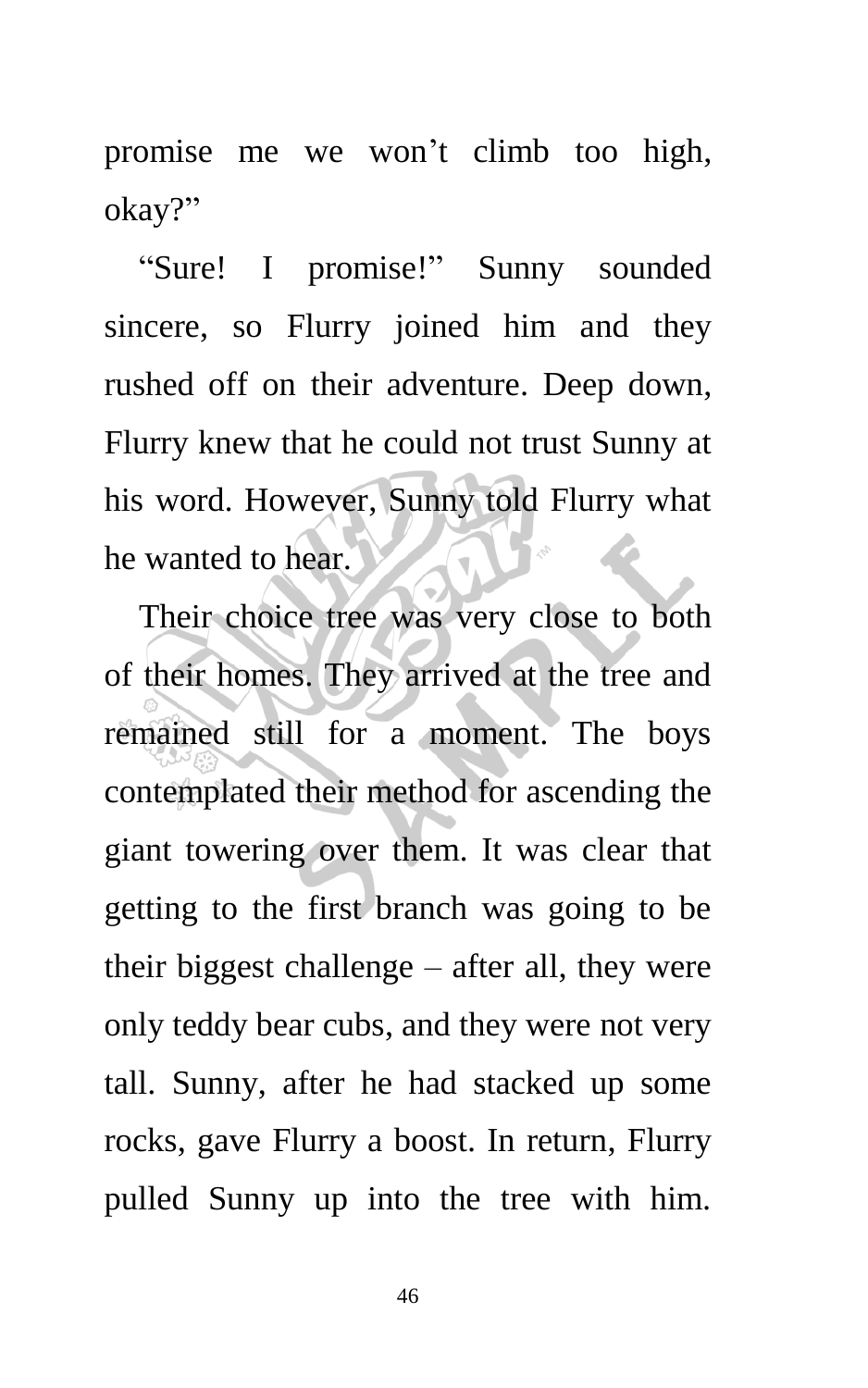promise me we won't climb too high, okay?"

"Sure! I promise!" Sunny sounded sincere, so Flurry joined him and they rushed off on their adventure. Deep down, Flurry knew that he could not trust Sunny at his word. However, Sunny told Flurry what he wanted to hear.

Their choice tree was very close to both of their homes. They arrived at the tree and remained still for a moment. The boys contemplated their method for ascending the giant towering over them. It was clear that getting to the first branch was going to be their biggest challenge – after all, they were only teddy bear cubs, and they were not very tall. Sunny, after he had stacked up some rocks, gave Flurry a boost. In return, Flurry pulled Sunny up into the tree with him.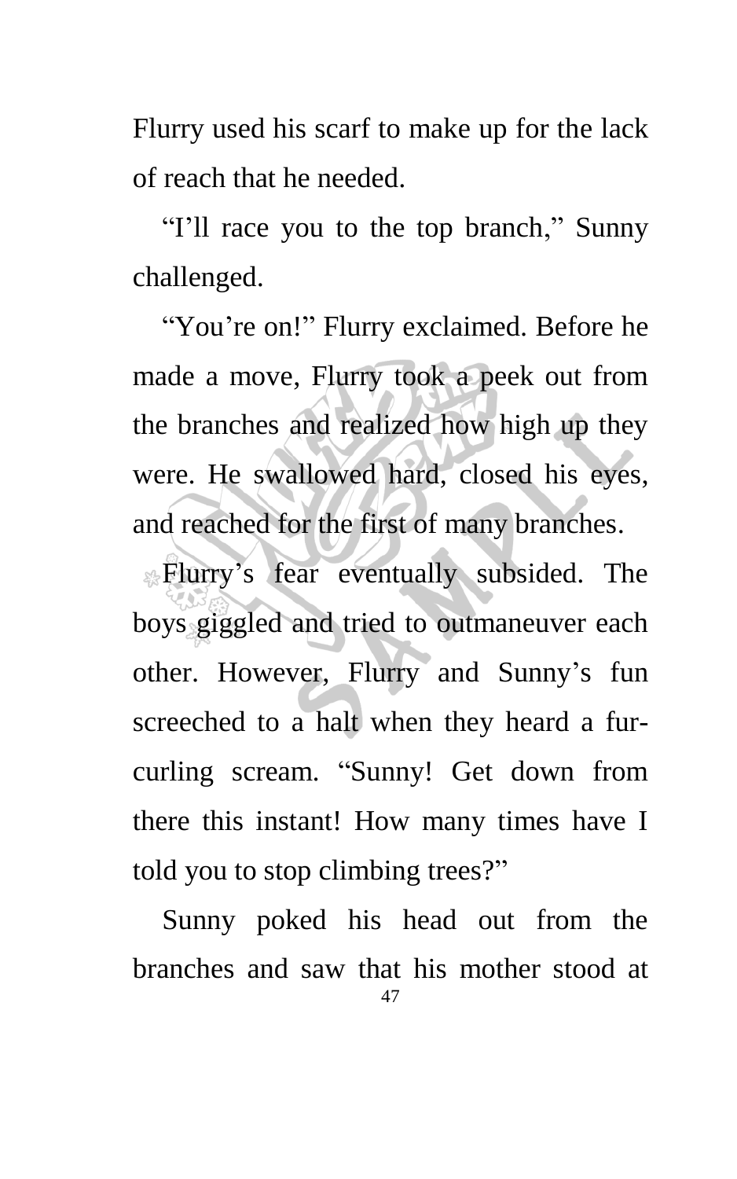Flurry used his scarf to make up for the lack of reach that he needed.

"I'll race you to the top branch," Sunny challenged.

"You're on!" Flurry exclaimed. Before he made a move, Flurry took a peek out from the branches and realized how high up they were. He swallowed hard, closed his eyes, and reached for the first of many branches.

Flurry's fear eventually subsided. The boys giggled and tried to outmaneuver each other. However, Flurry and Sunny's fun screeched to a halt when they heard a fur-curling scream. "Sunny! Get down from there this instant! How many times have I told you to stop climbing trees?"

Sunny poked his head out from the branches and saw that his mother stood at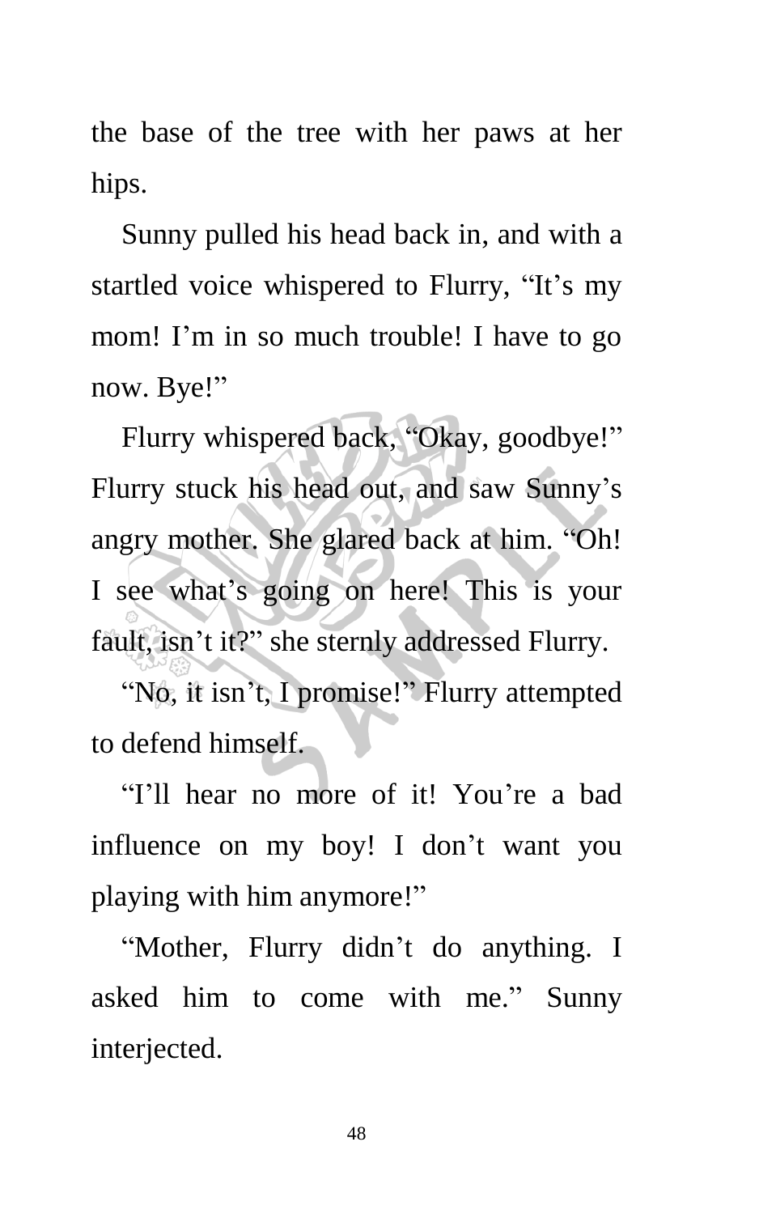the base of the tree with her paws at her hips.

Sunny pulled his head back in, and with a startled voice whispered to Flurry, "It's my mom! I'm in so much trouble! I have to go now. Bye!"

Flurry whispered back, "Okay, goodbye!" Flurry stuck his head out, and saw Sunny's angry mother. She glared back at him. "Oh! I see what's going on here! This is your fault, isn't it?" she sternly addressed Flurry.

"No, it isn't, I promise!" Flurry attempted to defend himself.

"I'll hear no more of it! You're a bad influence on my boy! I don't want you playing with him anymore!"

"Mother, Flurry didn't do anything. I asked him to come with me." Sunny interjected.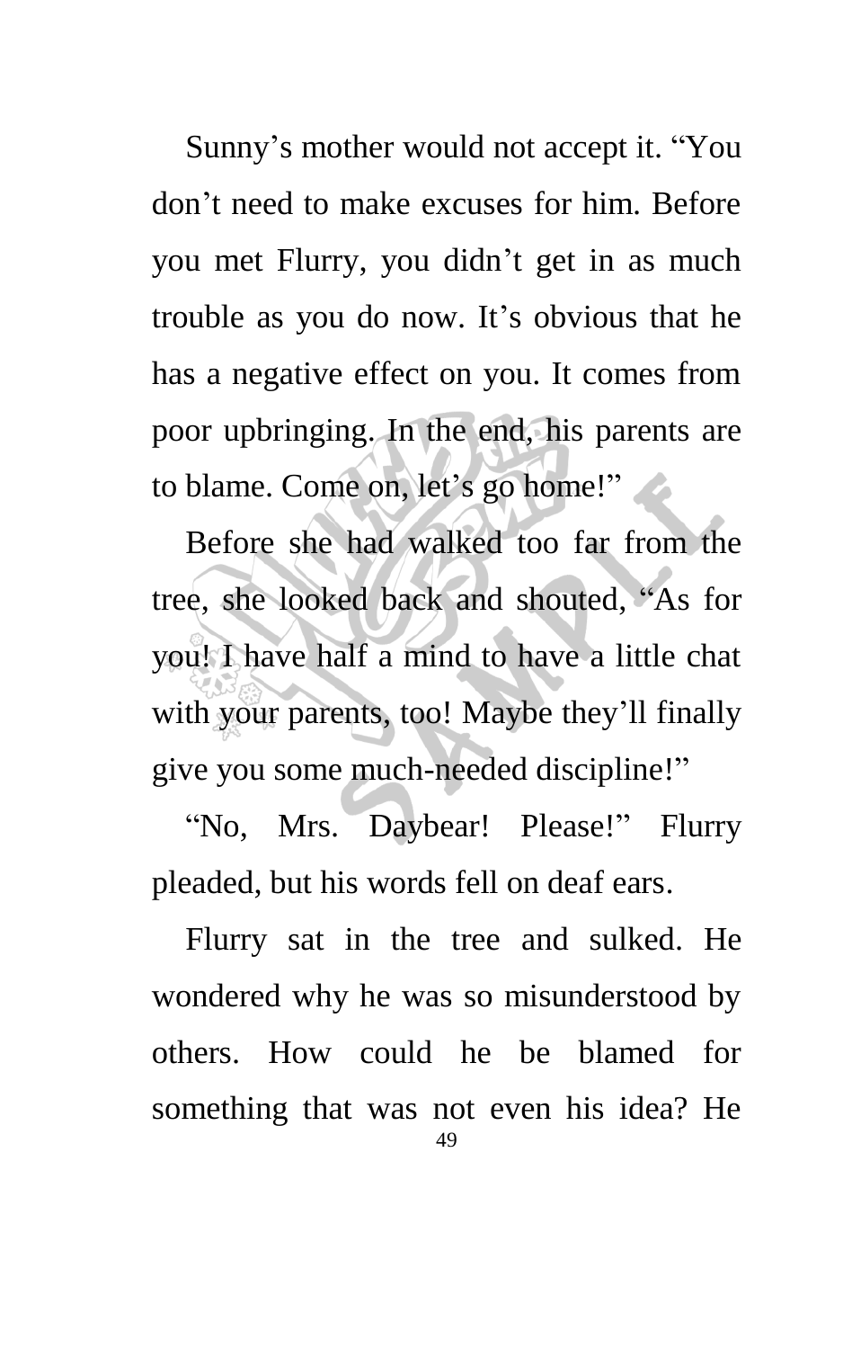Sunny's mother would not accept it. "You don't need to make excuses for him. Before you met Flurry, you didn't get in as much trouble as you do now. It's obvious that he has a negative effect on you. It comes from poor upbringing. In the end, his parents are to blame. Come on, let's go home!"

Before she had walked too far from the tree, she looked back and shouted, "As for you! I have half a mind to have a little chat with your parents, too! Maybe they'll finally give you some much-needed discipline!"

"No, Mrs. Daybear! Please!" Flurry pleaded, but his words fell on deaf ears.

Flurry sat in the tree and sulked. He wondered why he was so misunderstood by others. How could he be blamed for something that was not even his idea? He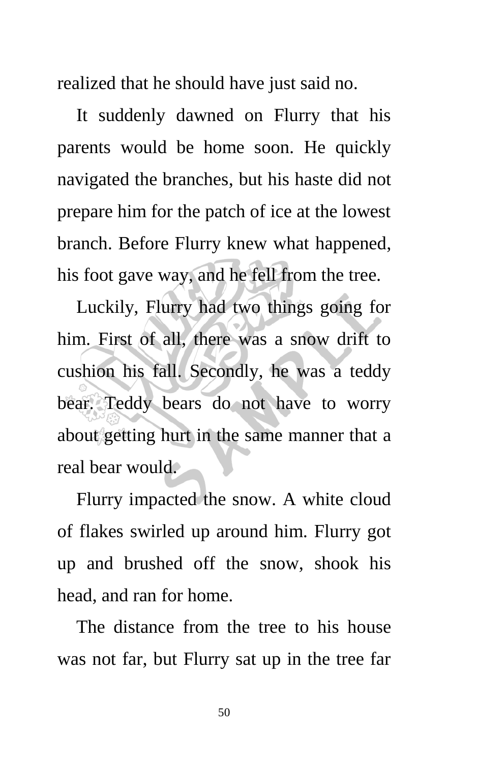realized that he should have just said no.

It suddenly dawned on Flurry that his parents would be home soon. He quickly navigated the branches, but his haste did not prepare him for the patch of ice at the lowest branch. Before Flurry knew what happened, his foot gave way, and he fell from the tree.

Luckily, Flurry had two things going for him. First of all, there was a snow drift to cushion his fall. Secondly, he was a teddy bear. Teddy bears do not have to worry about getting hurt in the same manner that a real bear would.

Flurry impacted the snow. A white cloud of flakes swirled up around him. Flurry got up and brushed off the snow, shook his head, and ran for home.

The distance from the tree to his house was not far, but Flurry sat up in the tree far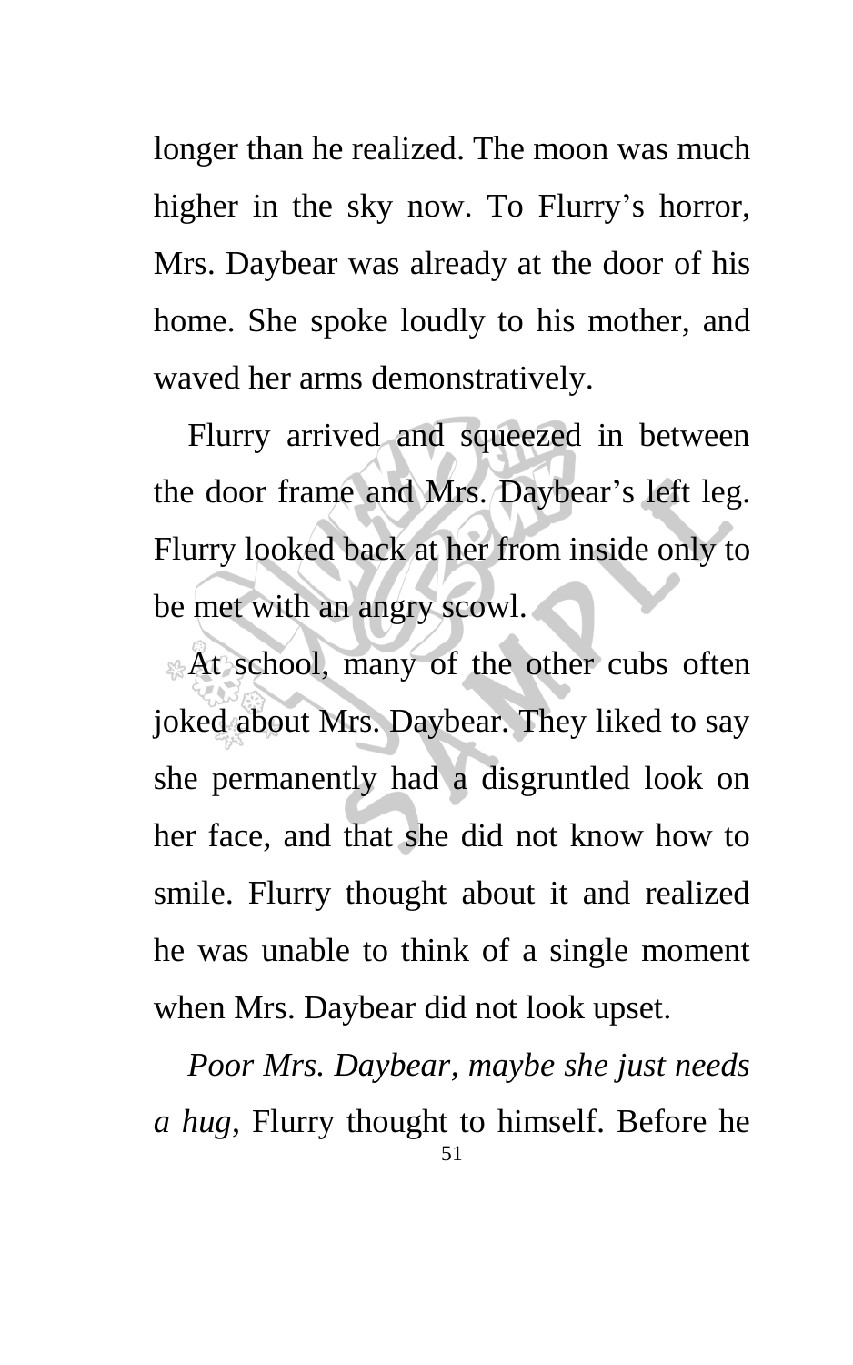longer than he realized. The moon was much higher in the sky now. To Flurry's horror, Mrs. Daybear was already at the door of his home. She spoke loudly to his mother, and waved her arms demonstratively.

Flurry arrived and squeezed in between the door frame and Mrs. Daybear's left leg. Flurry looked back at her from inside only to be met with an angry scowl.

At school, many of the other cubs often joked about Mrs. Daybear. They liked to say she permanently had a disgruntled look on her face, and that she did not know how to smile. Flurry thought about it and realized he was unable to think of a single moment when Mrs. Daybear did not look upset.

*Poor Mrs. Daybear, maybe she just needs a hug,* Flurry thought to himself. Before he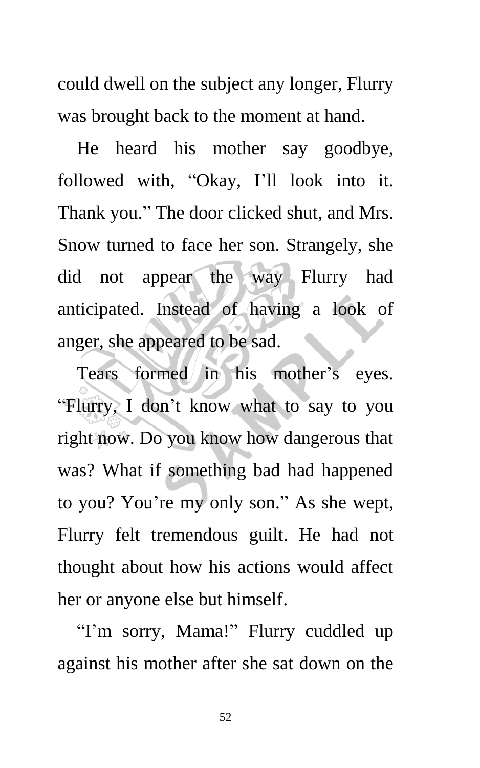could dwell on the subject any longer, Flurry was brought back to the moment at hand.

He heard his mother say goodbye, followed with, "Okay, I'll look into it. Thank you." The door clicked shut, and Mrs. Snow turned to face her son. Strangely, she did not appear the way Flurry had anticipated. Instead of having a look of anger, she appeared to be sad.

Tears formed in his mother's eyes. "Flurry, I don't know what to say to you right now. Do you know how dangerous that was? What if something bad had happened to you? You're my only son." As she wept, Flurry felt tremendous guilt. He had not thought about how his actions would affect her or anyone else but himself.

"I'm sorry, Mama!" Flurry cuddled up against his mother after she sat down on the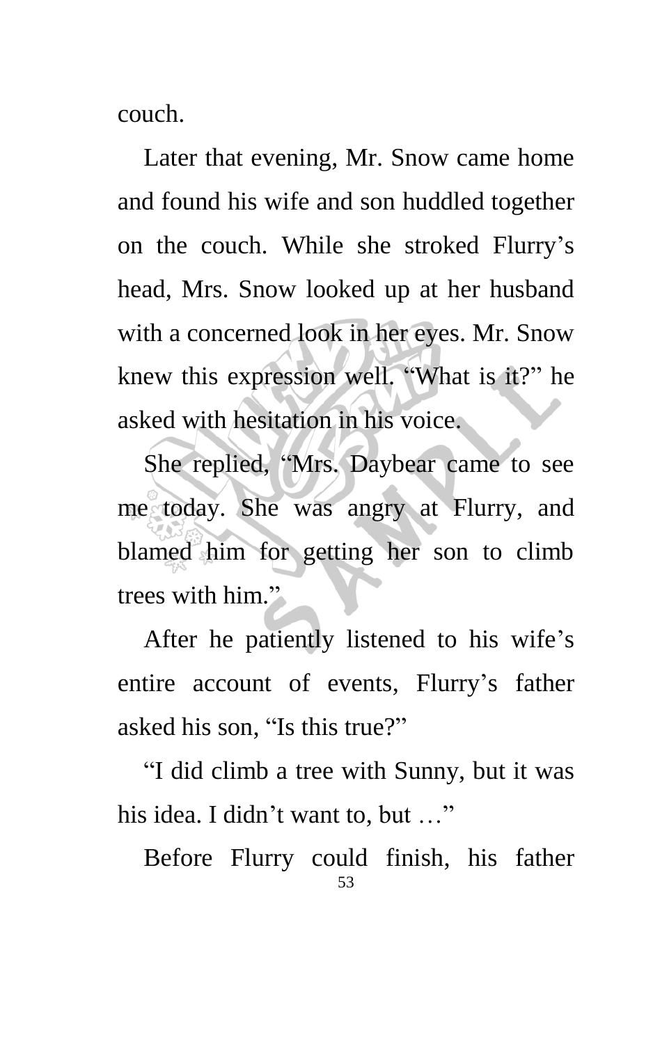couch.

Later that evening, Mr. Snow came home and found his wife and son huddled together on the couch. While she stroked Flurry's head, Mrs. Snow looked up at her husband with a concerned look in her eyes. Mr. Snow knew this expression well. "What is it?" he asked with hesitation in his voice.

She replied, "Mrs. Daybear came to see me today. She was angry at Flurry, and blamed him for getting her son to climb trees with him."

After he patiently listened to his wife's entire account of events, Flurry's father asked his son, "Is this true?"

"I did climb a tree with Sunny, but it was his idea. I didn't want to, but …"

Before Flurry could finish, his father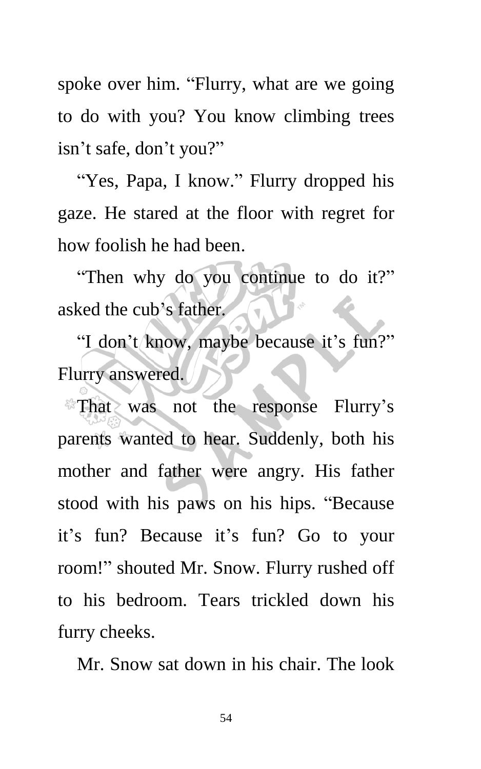spoke over him. "Flurry, what are we going to do with you? You know climbing trees isn't safe, don't you?"

"Yes, Papa, I know." Flurry dropped his gaze. He stared at the floor with regret for how foolish he had been.

"Then why do you continue to do it?" asked the cub's father.

"I don't know, maybe because it's fun?" Flurry answered.

That was not the response Flurry's parents wanted to hear. Suddenly, both his mother and father were angry. His father stood with his paws on his hips. "Because it's fun? Because it's fun? Go to your room!" shouted Mr. Snow. Flurry rushed off to his bedroom. Tears trickled down his furry cheeks.

Mr. Snow sat down in his chair. The look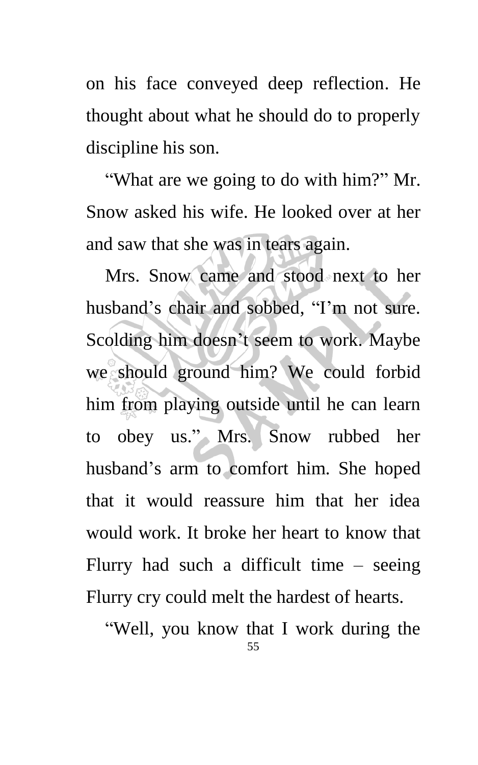on his face conveyed deep reflection. He thought about what he should do to properly discipline his son.

"What are we going to do with him?" Mr. Snow asked his wife. He looked over at her and saw that she was in tears again.

Mrs. Snow came and stood next to her husband's chair and sobbed, "I'm not sure. Scolding him doesn't seem to work. Maybe we should ground him? We could forbid him from playing outside until he can learn to obey us." Mrs. Snow rubbed her husband's arm to comfort him. She hoped that it would reassure him that her idea would work. It broke her heart to know that Flurry had such a difficult time – seeing Flurry cry could melt the hardest of hearts.

"Well, you know that I work during the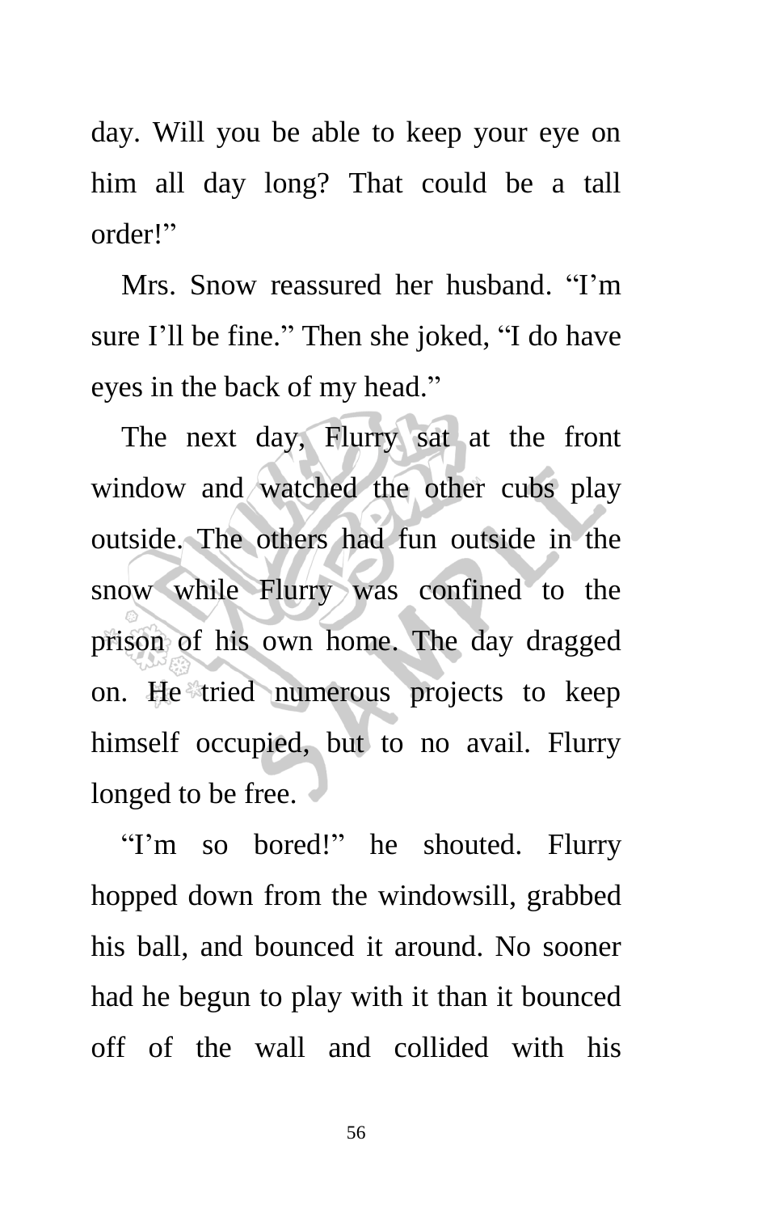day. Will you be able to keep your eye on him all day long? That could be a tall order!"

Mrs. Snow reassured her husband. "I'm sure I'll be fine." Then she joked, "I do have eyes in the back of my head."

The next day, Flurry sat at the front window and watched the other cubs play outside. The others had fun outside in the snow while Flurry was confined to the prison of his own home. The day dragged on. He tried numerous projects to keep himself occupied, but to no avail. Flurry longed to be free.

"I'm so bored!" he shouted. Flurry hopped down from the windowsill, grabbed his ball, and bounced it around. No sooner had he begun to play with it than it bounced off of the wall and collided with his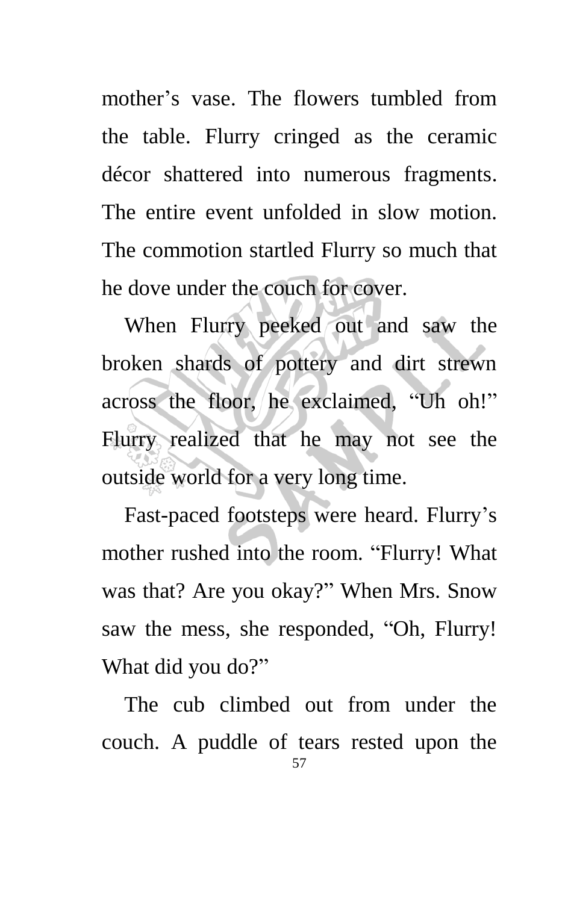mother's vase. The flowers tumbled from the table. Flurry cringed as the ceramic décor shattered into numerous fragments. The entire event unfolded in slow motion. The commotion startled Flurry so much that he dove under the couch for cover.

When Flurry peeked out and saw the broken shards of pottery and dirt strewn across the floor, he exclaimed, "Uh oh!" Flurry realized that he may not see the outside world for a very long time.

Fast-paced footsteps were heard. Flurry's mother rushed into the room. "Flurry! What was that? Are you okay?" When Mrs. Snow saw the mess, she responded, "Oh, Flurry! What did you do?"

The cub climbed out from under the couch. A puddle of tears rested upon the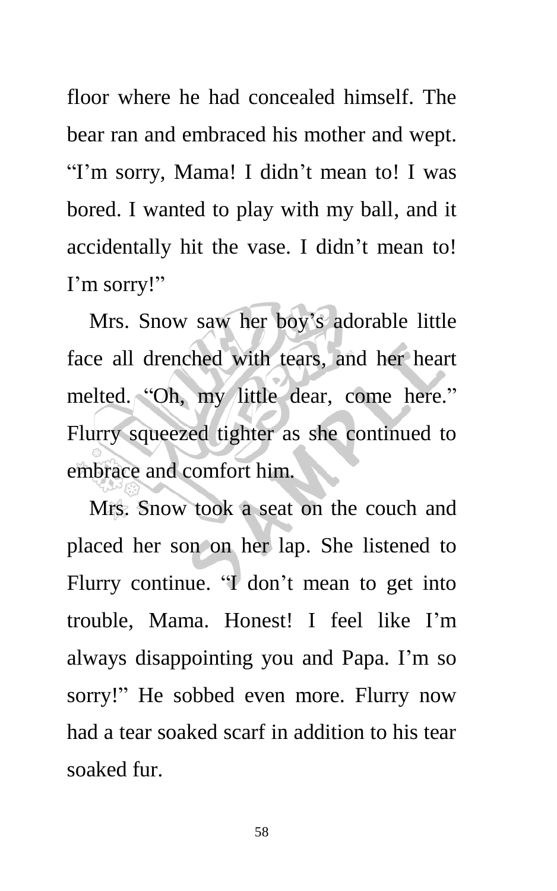floor where he had concealed himself. The bear ran and embraced his mother and wept. "I'm sorry, Mama! I didn't mean to! I was bored. I wanted to play with my ball, and it accidentally hit the vase. I didn't mean to! I'm sorry!"

Mrs. Snow saw her boy's adorable little face all drenched with tears, and her heart melted. "Oh, my little dear, come here." Flurry squeezed tighter as she continued to embrace and comfort him.

Mrs. Snow took a seat on the couch and placed her son on her lap. She listened to Flurry continue. "I don't mean to get into trouble, Mama. Honest! I feel like I'm always disappointing you and Papa. I'm so sorry!" He sobbed even more. Flurry now had a tear soaked scarf in addition to his tear soaked fur.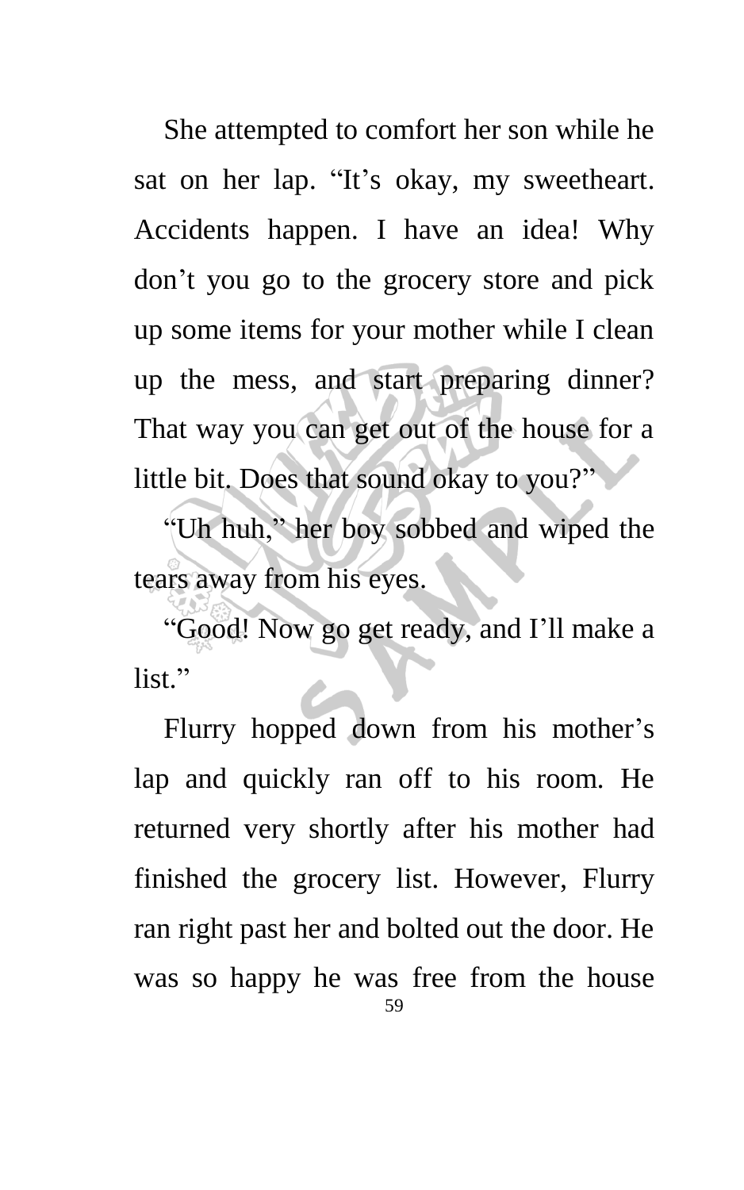She attempted to comfort her son while he sat on her lap. "It's okay, my sweetheart. Accidents happen. I have an idea! Why don't you go to the grocery store and pick up some items for your mother while I clean up the mess, and start preparing dinner? That way you can get out of the house for a little bit. Does that sound okay to you?"

"Uh huh," her boy sobbed and wiped the tears away from his eyes.

"Good! Now go get ready, and I'll make a list."

Flurry hopped down from his mother's lap and quickly ran off to his room. He returned very shortly after his mother had finished the grocery list. However, Flurry ran right past her and bolted out the door. He was so happy he was free from the house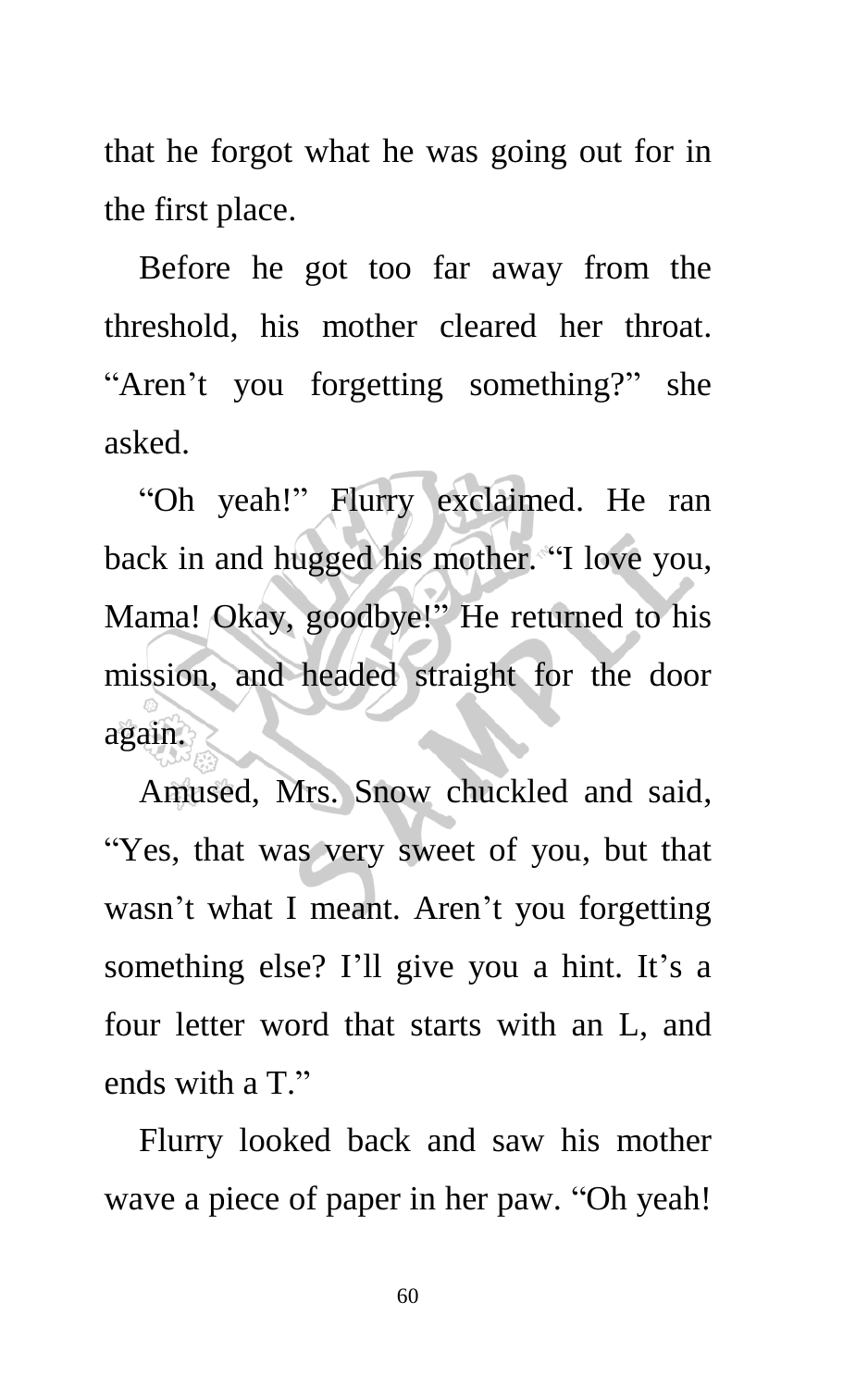that he forgot what he was going out for in the first place.

Before he got too far away from the threshold, his mother cleared her throat. “Aren’t you forgetting something?” she asked.

“Oh yeah!” Flurry exclaimed. He ran back in and hugged his mother. “I love you, Mama! Okay, goodbye!” He returned to his mission, and headed straight for the door again.

Amused, Mrs. Snow chuckled and said, “Yes, that was very sweet of you, but that wasn’t what I meant. Aren’t you forgetting something else? I’ll give you a hint. It’s a four letter word that starts with an L, and ends with a T.”

Flurry looked back and saw his mother wave a piece of paper in her paw. “Oh yeah!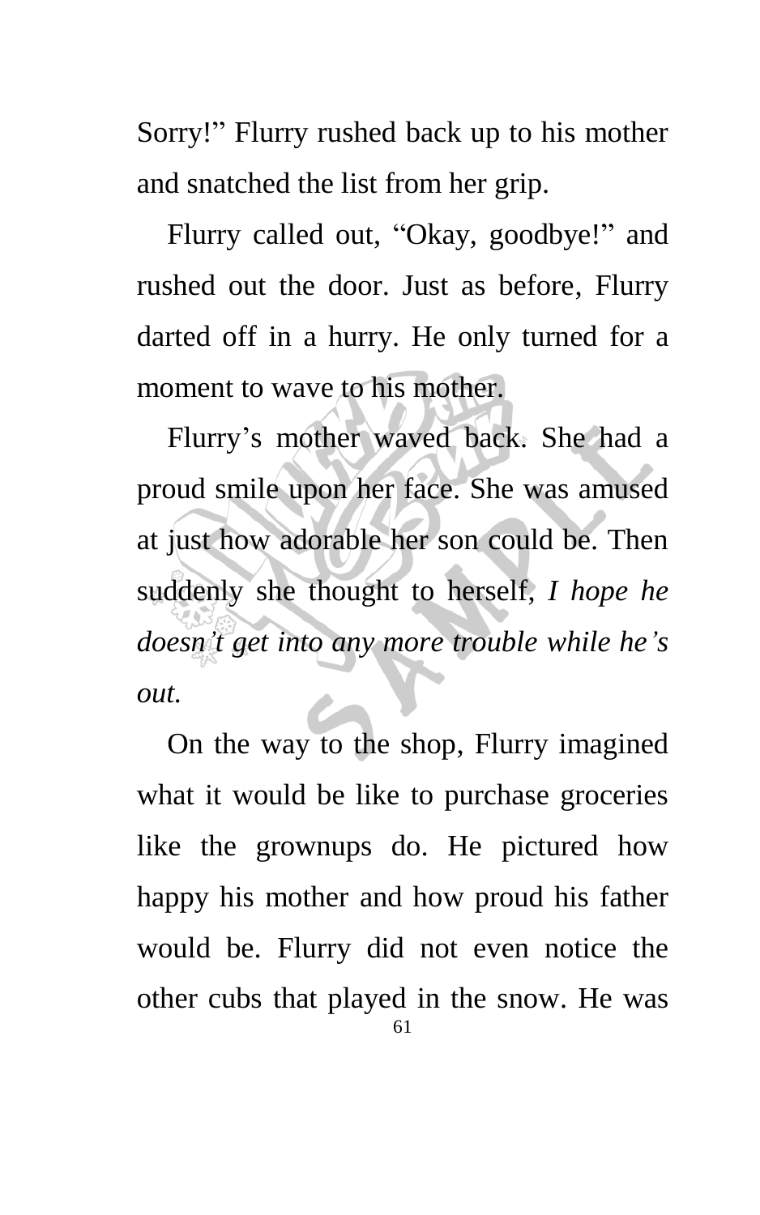Sorry!" Flurry rushed back up to his mother and snatched the list from her grip.

Flurry called out, "Okay, goodbye!" and rushed out the door. Just as before, Flurry darted off in a hurry. He only turned for a moment to wave to his mother.

Flurry's mother waved back. She had a proud smile upon her face. She was amused at just how adorable her son could be. Then suddenly she thought to herself, *I hope he doesn't get into any more trouble while he's out.*

On the way to the shop, Flurry imagined what it would be like to purchase groceries like the grownups do. He pictured how happy his mother and how proud his father would be. Flurry did not even notice the other cubs that played in the snow. He was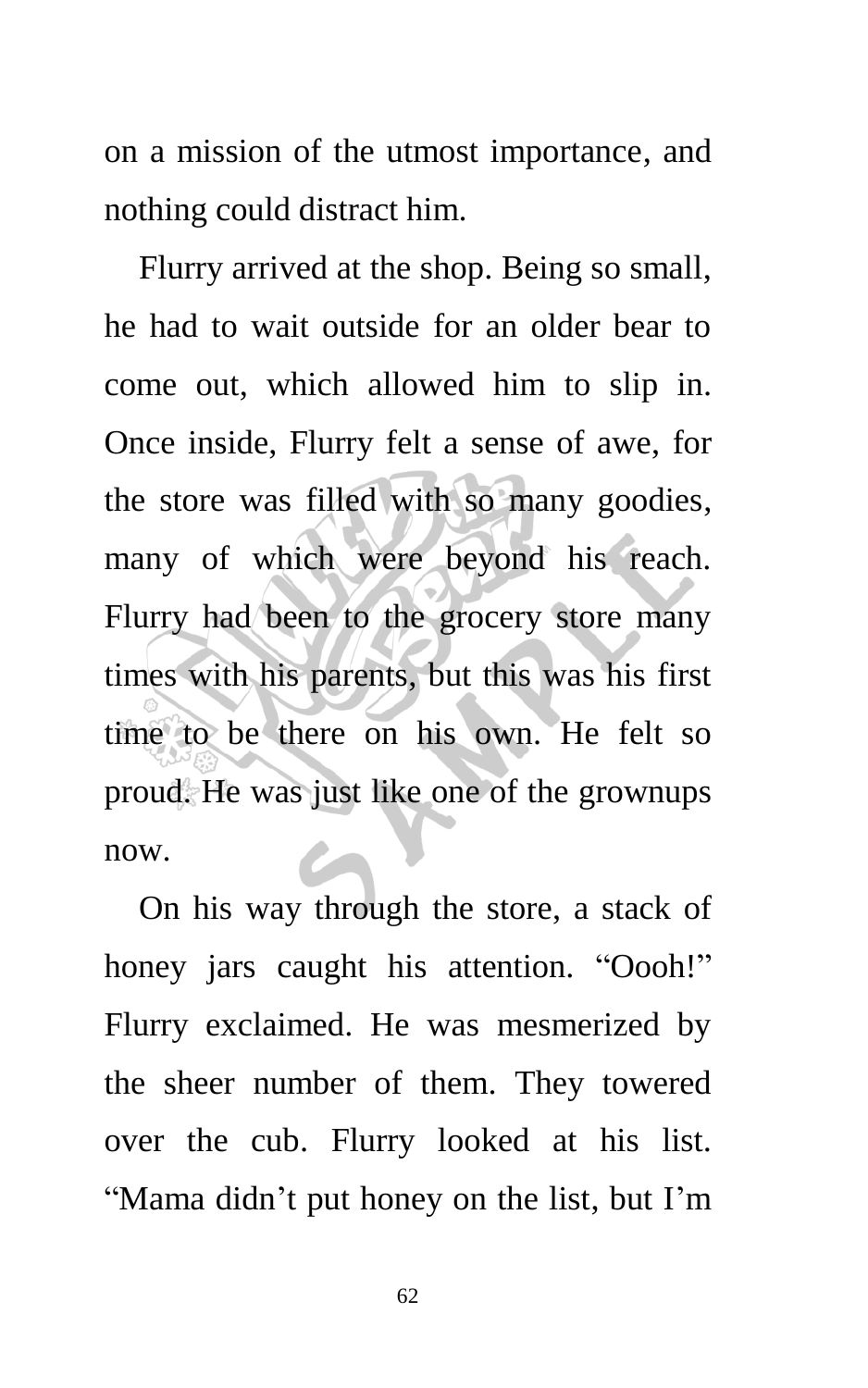on a mission of the utmost importance, and nothing could distract him.

Flurry arrived at the shop. Being so small, he had to wait outside for an older bear to come out, which allowed him to slip in. Once inside, Flurry felt a sense of awe, for the store was filled with so many goodies, many of which were beyond his reach. Flurry had been to the grocery store many times with his parents, but this was his first time to be there on his own. He felt so proud. He was just like one of the grownups now.

On his way through the store, a stack of honey jars caught his attention. "Oooh!" Flurry exclaimed. He was mesmerized by the sheer number of them. They towered over the cub. Flurry looked at his list. "Mama didn't put honey on the list, but I'm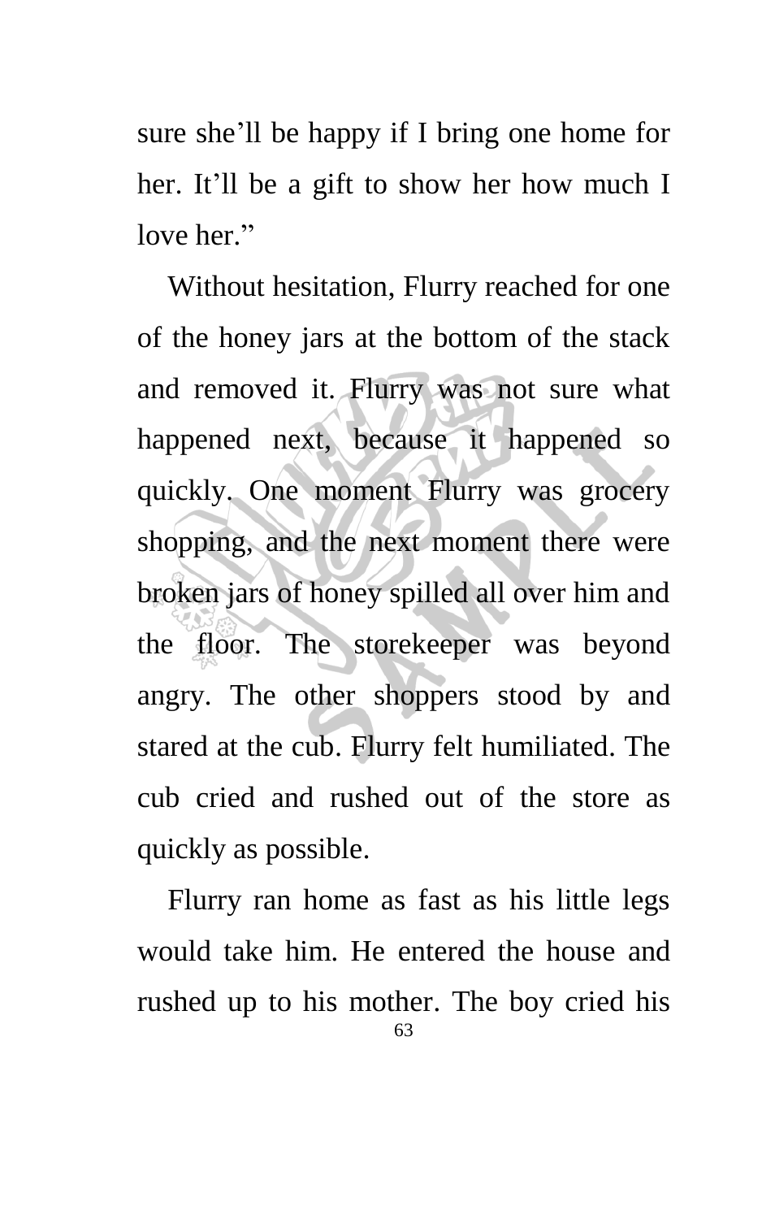sure she'll be happy if I bring one home for her. It'll be a gift to show her how much I love her."

Without hesitation, Flurry reached for one of the honey jars at the bottom of the stack and removed it. Flurry was not sure what happened next, because it happened so quickly. One moment Flurry was grocery shopping, and the next moment there were broken jars of honey spilled all over him and the floor. The storekeeper was beyond angry. The other shoppers stood by and stared at the cub. Flurry felt humiliated. The cub cried and rushed out of the store as quickly as possible.

Flurry ran home as fast as his little legs would take him. He entered the house and rushed up to his mother. The boy cried his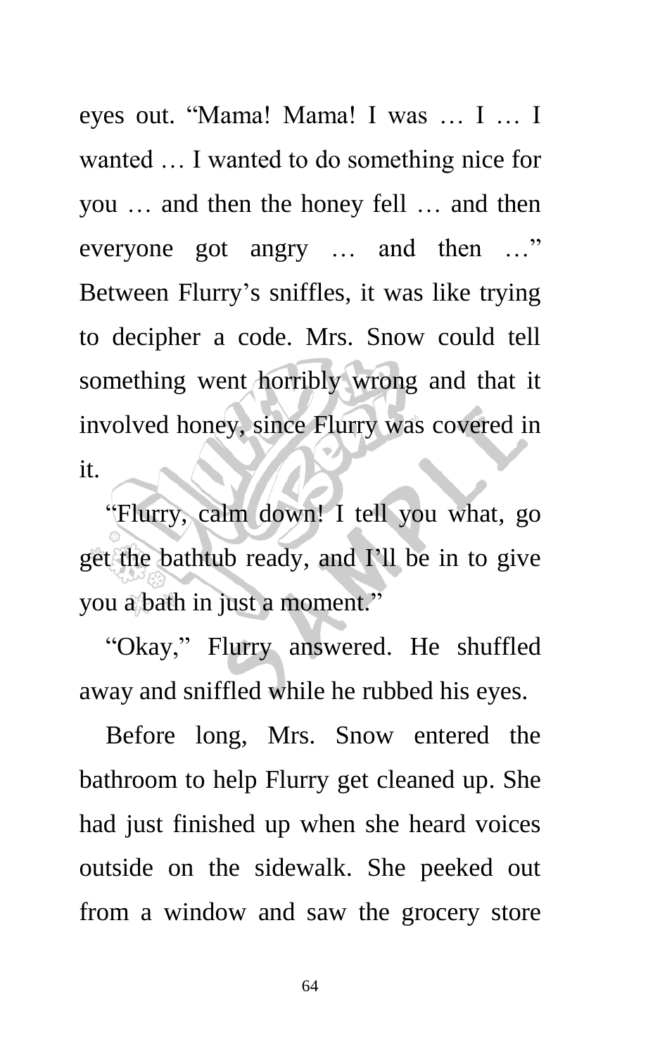eyes out. “Mama! Mama! I was … I … I wanted … I wanted to do something nice for you … and then the honey fell … and then everyone got angry … and then …” Between Flurry’s sniffles, it was like trying to decipher a code. Mrs. Snow could tell something went horribly wrong and that it involved honey, since Flurry was covered in it.

“Flurry, calm down! I tell you what, go get the bathtub ready, and I’ll be in to give you a bath in just a moment.”

“Okay,” Flurry answered. He shuffled away and sniffled while he rubbed his eyes.

Before long, Mrs. Snow entered the bathroom to help Flurry get cleaned up. She had just finished up when she heard voices outside on the sidewalk. She peeked out from a window and saw the grocery store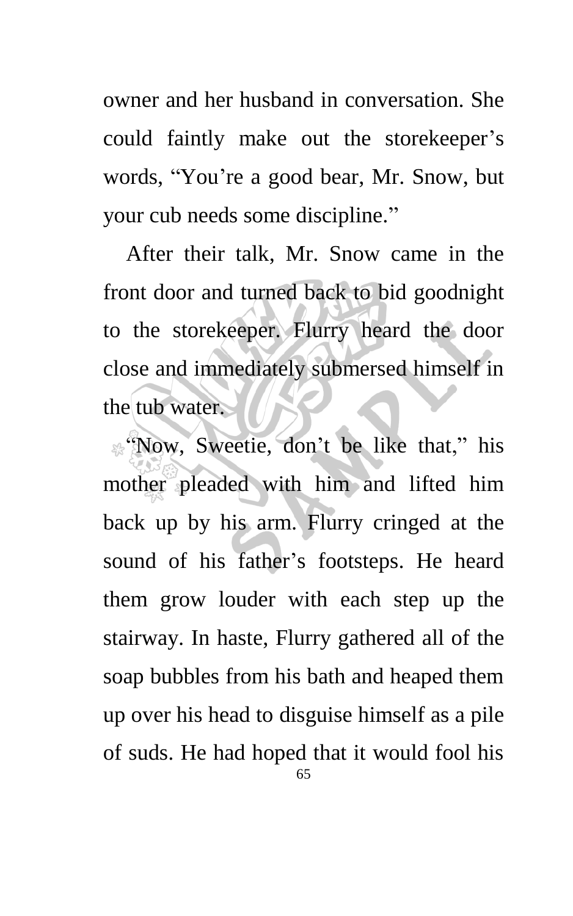owner and her husband in conversation. She could faintly make out the storekeeper's words, "You're a good bear, Mr. Snow, but your cub needs some discipline."

After their talk, Mr. Snow came in the front door and turned back to bid goodnight to the storekeeper. Flurry heard the door close and immediately submersed himself in the tub water.

"Now, Sweetie, don't be like that," his mother pleaded with him and lifted him back up by his arm. Flurry cringed at the sound of his father's footsteps. He heard them grow louder with each step up the stairway. In haste, Flurry gathered all of the soap bubbles from his bath and heaped them up over his head to disguise himself as a pile of suds. He had hoped that it would fool his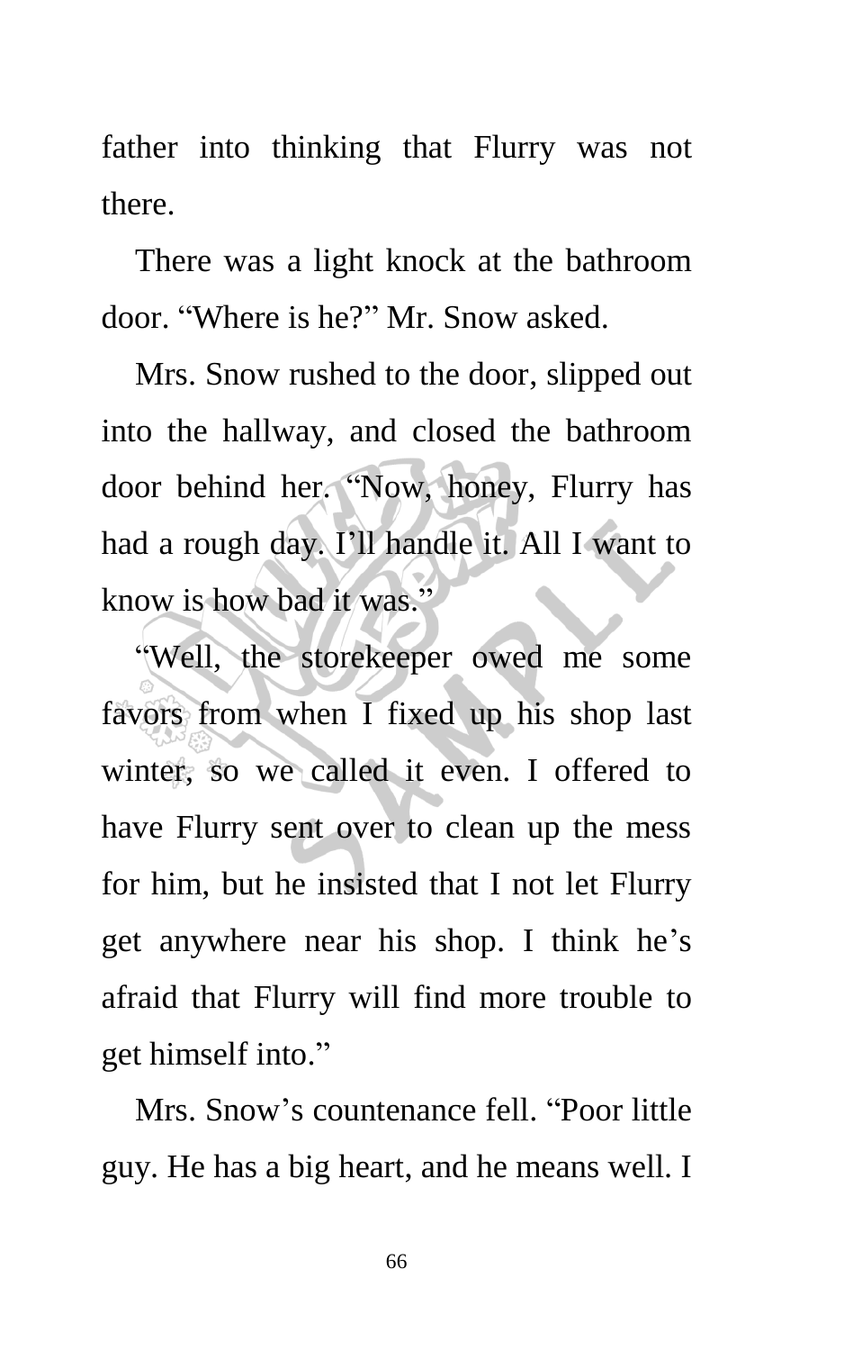father into thinking that Flurry was not there.

There was a light knock at the bathroom door. "Where is he?" Mr. Snow asked.

Mrs. Snow rushed to the door, slipped out into the hallway, and closed the bathroom door behind her. "Now, honey, Flurry has had a rough day. I'll handle it. All I want to know is how bad it was."

"Well, the storekeeper owed me some favors from when I fixed up his shop last winter, so we called it even. I offered to have Flurry sent over to clean up the mess for him, but he insisted that I not let Flurry get anywhere near his shop. I think he's afraid that Flurry will find more trouble to get himself into."

Mrs. Snow's countenance fell. "Poor little guy. He has a big heart, and he means well. I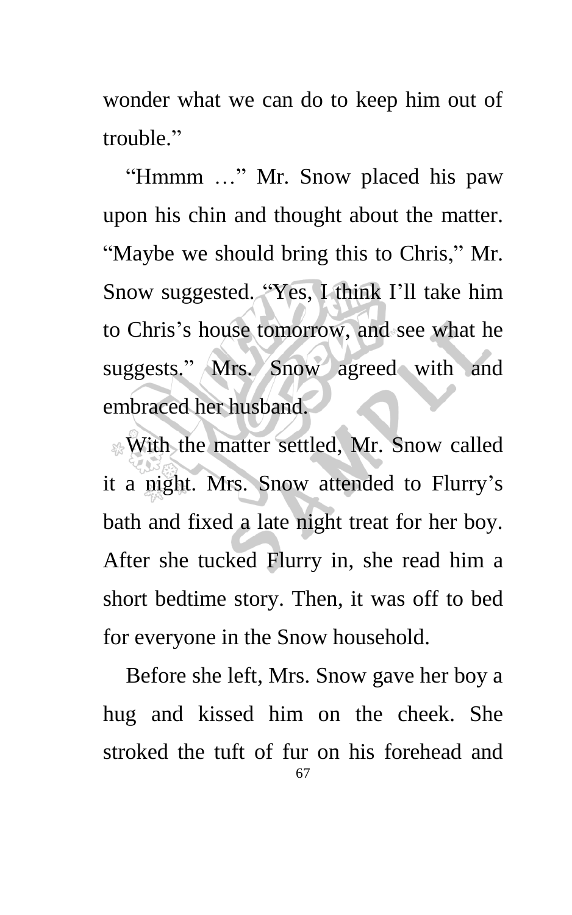wonder what we can do to keep him out of trouble."

"Hmmm …" Mr. Snow placed his paw upon his chin and thought about the matter. "Maybe we should bring this to Chris," Mr. Snow suggested. "Yes, I think I'll take him to Chris's house tomorrow, and see what he suggests." Mrs. Snow agreed with and embraced her husband.

With the matter settled, Mr. Snow called it a night. Mrs. Snow attended to Flurry's bath and fixed a late night treat for her boy. After she tucked Flurry in, she read him a short bedtime story. Then, it was off to bed for everyone in the Snow household.

Before she left, Mrs. Snow gave her boy a hug and kissed him on the cheek. She stroked the tuft of fur on his forehead and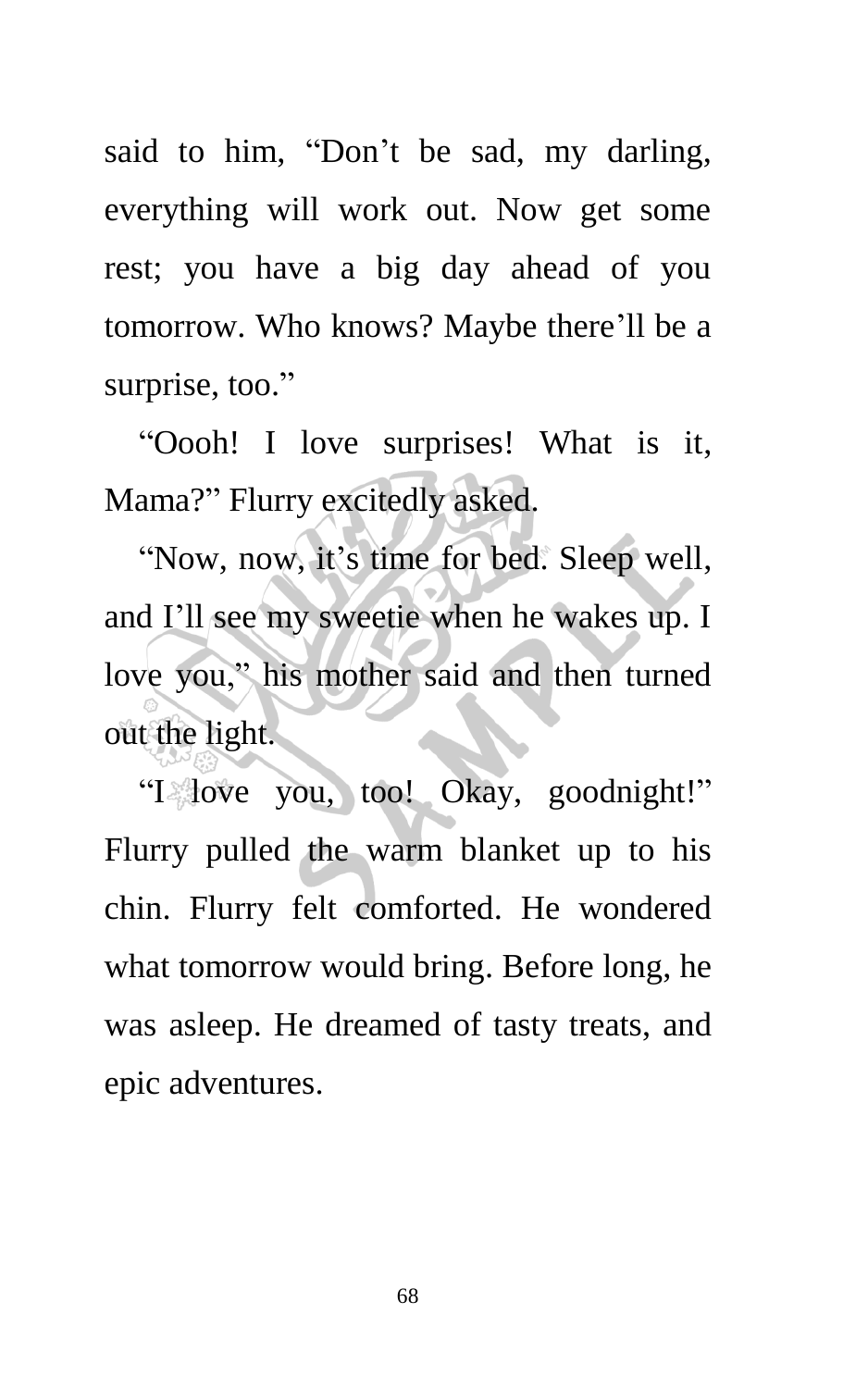said to him, “Don’t be sad, my darling, everything will work out. Now get some rest; you have a big day ahead of you tomorrow. Who knows? Maybe there’ll be a surprise, too.”

“Oooh! I love surprises! What is it, Mama?” Flurry excitedly asked.

“Now, now, it’s time for bed. Sleep well, and I’ll see my sweetie when he wakes up. I love you,” his mother said and then turned out the light.

“I love you, too! Okay, goodnight!” Flurry pulled the warm blanket up to his chin. Flurry felt comforted. He wondered what tomorrow would bring. Before long, he was asleep. He dreamed of tasty treats, and epic adventures.